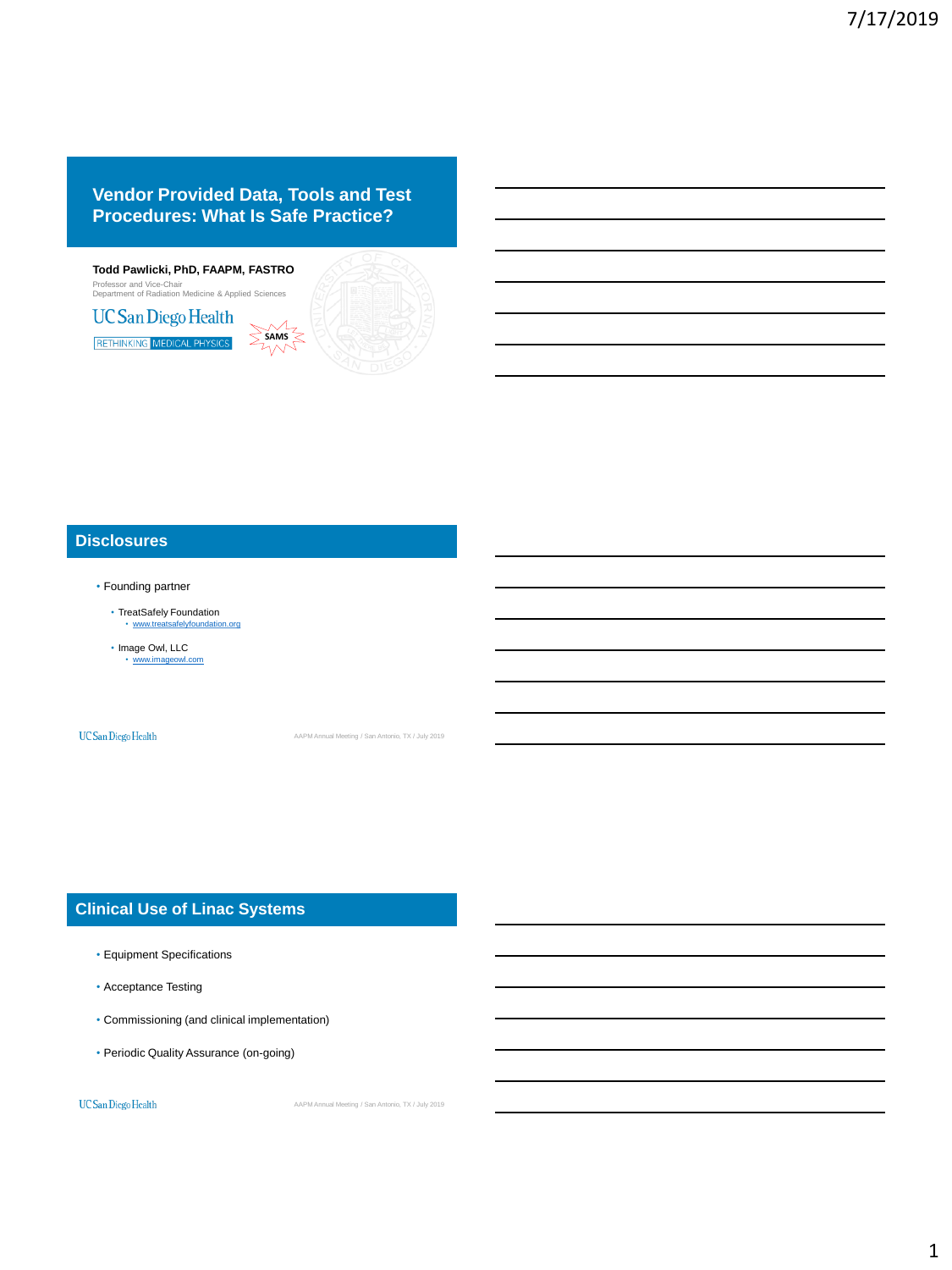# Vendor Provided Data, Tools and Test Procedures: What Is Safe Practice?

**Todd Pawlicki, PhD, FAAPM, FASTRO**

Professor and Vice-Chair
Department of Radiation Medicine & Applied Sciences

UC San Diego Health

RETHINKING MEDICAL PHYSICS

SAMS

## Disclosures

- Founding partner
  - TreatSafely Foundation
    - www.treatsafelyfoundation.org
  - Image Owl, LLC
    - www.imageowl.com

## Clinical Use of Linac Systems

- Equipment Specifications
- Acceptance Testing
- Commissioning (and clinical implementation)
- Periodic Quality Assurance (on-going)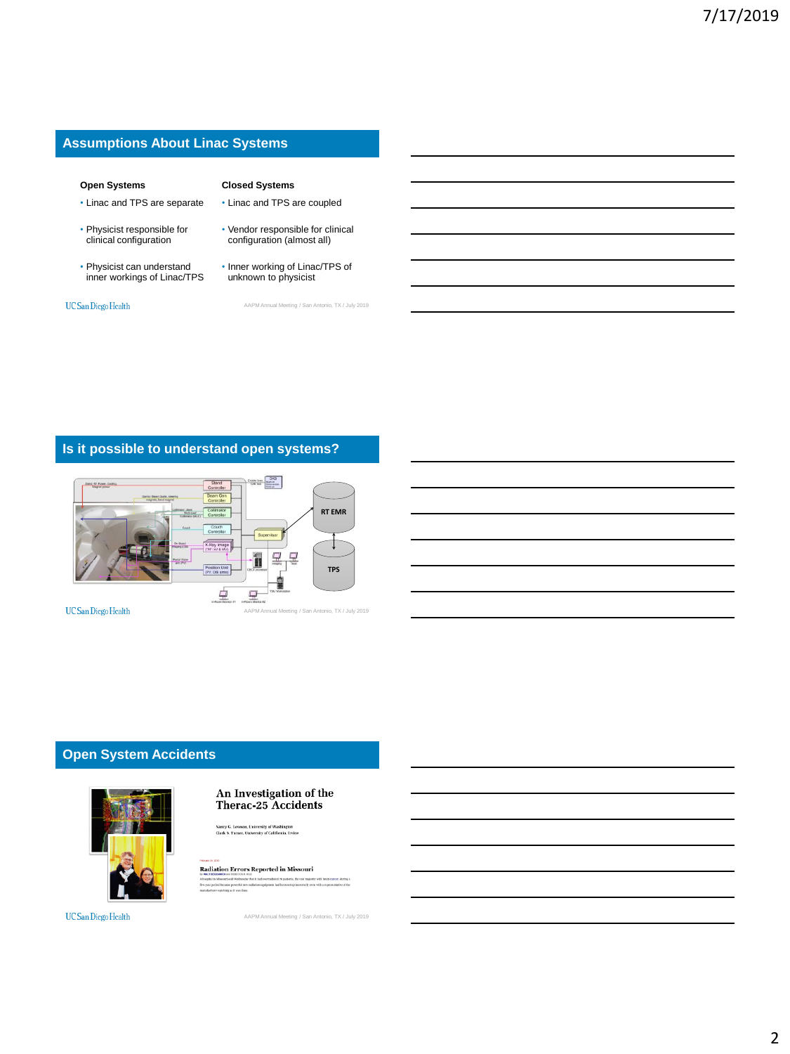## Assumptions About Linac Systems

**Open Systems**

- Linac and TPS are separate
- Physicist responsible for clinical configuration
- Physicist can understand inner workings of Linac/TPS

**Closed Systems**

- Linac and TPS are coupled
- Vendor responsible for clinical configuration (almost all)
- Inner working of Linac/TPS of unknown to physicist

## Is it possible to understand open systems?

## Open System Accidents

An Investigation of the Therac-25 Accidents

Nancy G. Leveson, University of Washington
Clark S. Turner, University of California, Irvine

Radiation Errors Reported in Missouri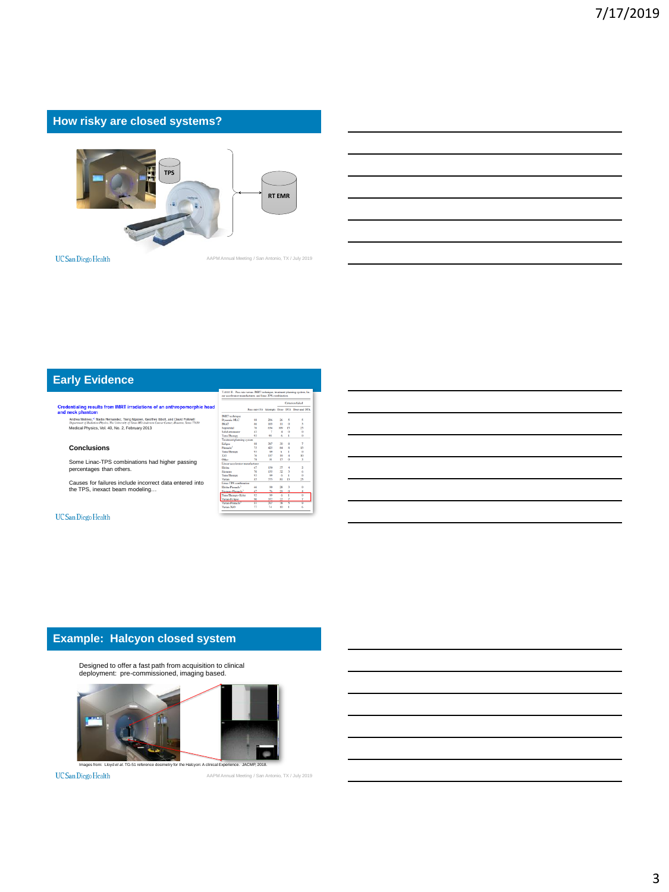## How risky are closed systems?

TPS

RT EMR

## Early Evidence

**Credentialing results from IMRT irradiations of an anthropomorphic head and neck phantom**

Andrea Molineu, Nadia Hernandez, Trang Nguyen, Geoffrey Ibbott, and David Followill

Medical Physics, Vol. 40, No. 2, February 2013

### Conclusions

Some Linac-TPS combinations had higher passing percentages than others.

Causes for failures include incorrect data entered into the TPS, inexact beam modeling…

## Example: Halcyon closed system

Designed to offer a fast path from acquisition to clinical deployment: pre-commissioned, imaging based.

Images from: Lloyd *et al.* TG-51 reference dosimetry for the Halcyon: A clinical Experience. JACMP, 2018.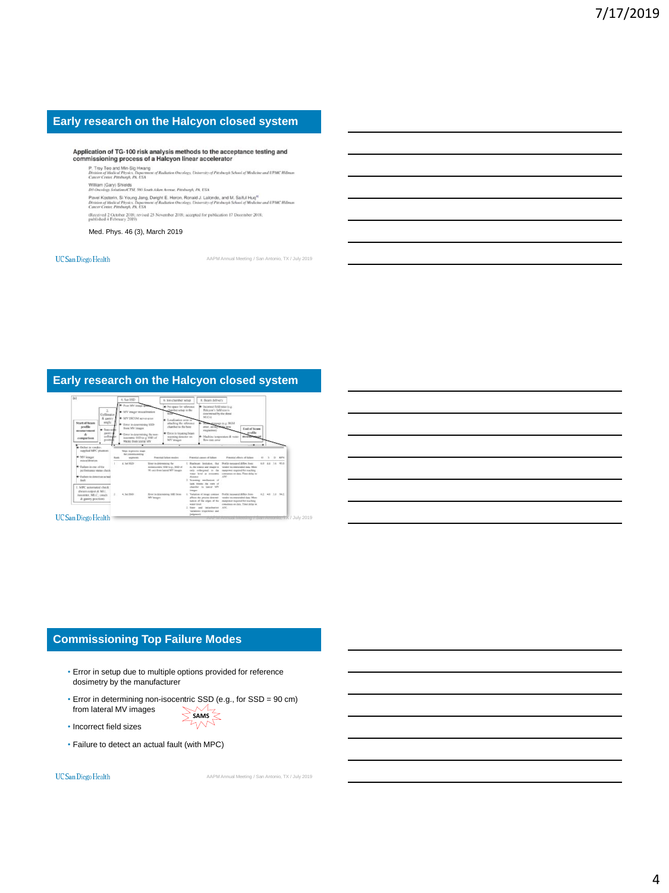## Early research on the Halcyon closed system

**Application of TG-100 risk analysis methods to the acceptance testing and commissioning process of a Halcyon linear accelerator**

P. Troy Teo and Min-Sig Hwang
*Division of Medical Physics, Department of Radiation Oncology, University of Pittsburgh School of Medicine and UPMC Hillman Cancer Center, Pittsburgh, PA, USA*

William (Gary) Shields
*D3 Oncology Solutions/CTSI, 580 South Aiken Avenue, Pittsburgh, PA, USA*

Pavel Kosterin, Si Young Jang, Dwight E. Heron, Ronald J. Lalonde, and M. Saiful Huq
*Division of Medical Physics, Department of Radiation Oncology, University of Pittsburgh School of Medicine and UPMC Hillman Cancer Center, Pittsburgh, PA, USA*

(Received 2 October 2018; revised 25 November 2018; accepted for publication 17 December 2018; published 4 February 2019)

Med. Phys. 46 (3), March 2019

## Early research on the Halcyon closed system

## Commissioning Top Failure Modes

- Error in setup due to multiple options provided for reference dosimetry by the manufacturer
- Error in determining non-isocentric SSD (e.g., for SSD = 90 cm) from lateral MV images
- Incorrect field sizes
- Failure to detect an actual fault (with MPC)

SAMS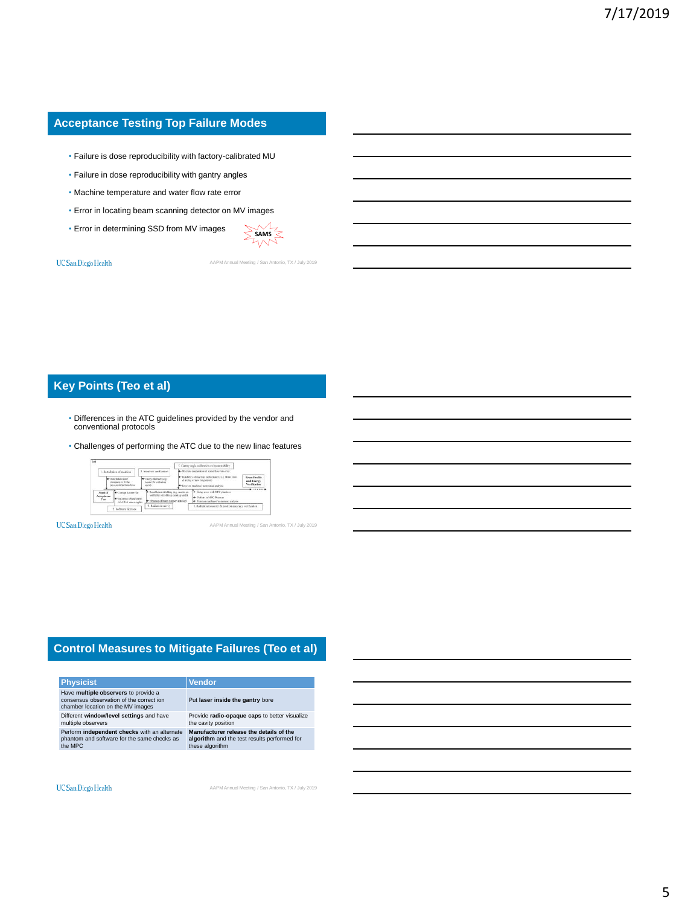## Acceptance Testing Top Failure Modes

- Failure is dose reproducibility with factory-calibrated MU
- Failure in dose reproducibility with gantry angles
- Machine temperature and water flow rate error
- Error in locating beam scanning detector on MV images
- Error in determining SSD from MV images

SAMS

## Key Points (Teo et al)

- Differences in the ATC guidelines provided by the vendor and conventional protocols
- Challenges of performing the ATC due to the new linac features

## Control Measures to Mitigate Failures (Teo et al)

| Physicist | Vendor |
|---|---|
| Have **multiple observers** to provide a consensus observation of the correct ion chamber location on the MV images | Put **laser inside the gantry** bore |
| Different **window/level settings** and have multiple observers | Provide **radio-opaque caps** to better visualize the cavity position |
| Perform **independent checks** with an alternate phantom and software for the same checks as the MPC | **Manufacturer release the details of the algorithm** and the test results performed for these algorithm |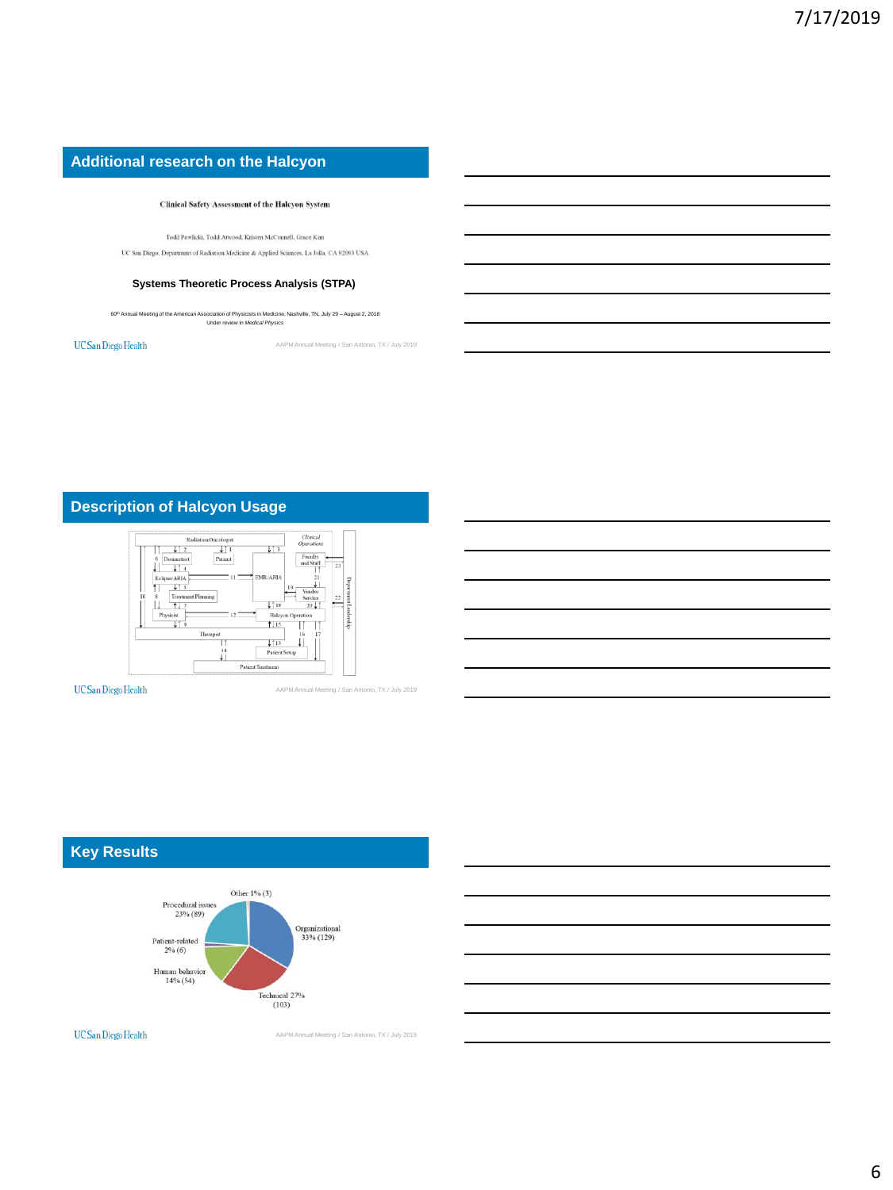## Additional research on the Halcyon

Clinical Safety Assessment of the Halcyon System

Todd Pawlicki, Todd Atwood, Kristen McConnell, Grace Kim

UC San Diego, Department of Radiation Medicine & Applied Sciences, La Jolla, CA 92093 USA

**Systems Theoretic Process Analysis (STPA)**

60th Annual Meeting of the American Association of Physicists in Medicine, Nashville, TN, July 29 – August 2, 2018

Under review in *Medical Physics*

UC San Diego Health

AAPM Annual Meeting / San Antonio, TX / July 2019

## Description of Halcyon Usage

Radiation Oncologist

*Clinical Operations*

Dosimetrist | Patient | Faculty and Staff

Eclipse/ARIA | EMR/ARIA | Vendor Service

Treatment Planning

Physicist | Halcyon Operation

Therapist

Patient Setup

Patient Treatment

Department Leadership

UC San Diego Health

AAPM Annual Meeting / San Antonio, TX / July 2019

## Key Results

- Organizational 33% (129)
- Technical 27% (103)
- Human behavior 14% (54)
- Patient-related 2% (6)
- Procedural issues 23% (89)
- Other 1% (3)

UC San Diego Health

AAPM Annual Meeting / San Antonio, TX / July 2019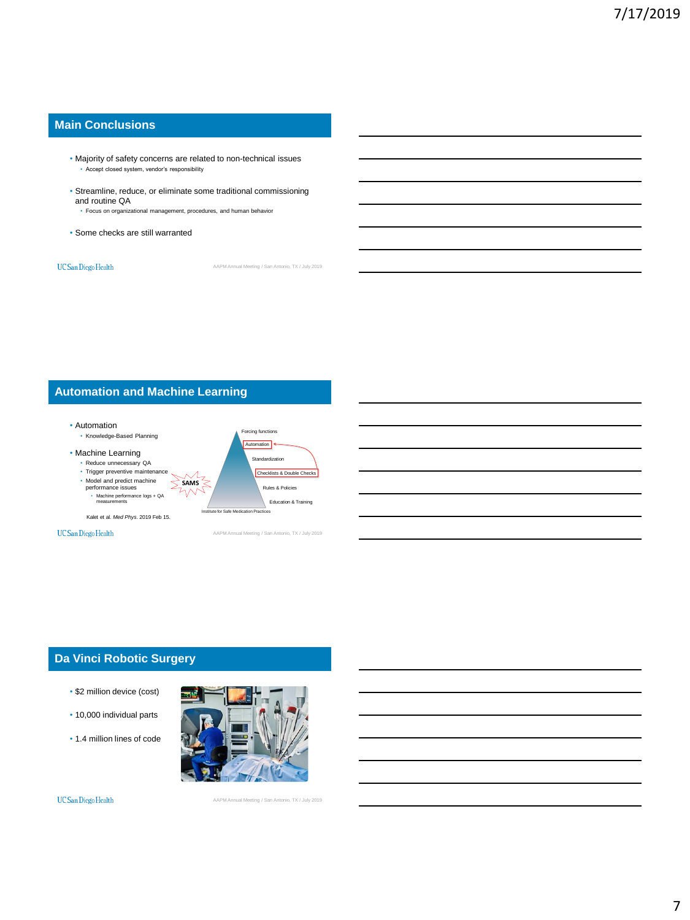## Main Conclusions

- Majority of safety concerns are related to non-technical issues
  - Accept closed system, vendor's responsibility
- Streamline, reduce, or eliminate some traditional commissioning and routine QA
  - Focus on organizational management, procedures, and human behavior
- Some checks are still warranted

## Automation and Machine Learning

- Automation
  - Knowledge-Based Planning
- Machine Learning
  - Reduce unnecessary QA
  - Trigger preventive maintenance
  - Model and predict machine performance issues
    - Machine performance logs + QA measurements

Forcing functions

Automation

Standardization

Checklists & Double Checks

Rules & Policies

Education & Training

SAMS

Institute for Safe Medication Practices

Kalet et al. *Med Phys*. 2019 Feb 15.

## Da Vinci Robotic Surgery

- $2 million device (cost)
- 10,000 individual parts
- 1.4 million lines of code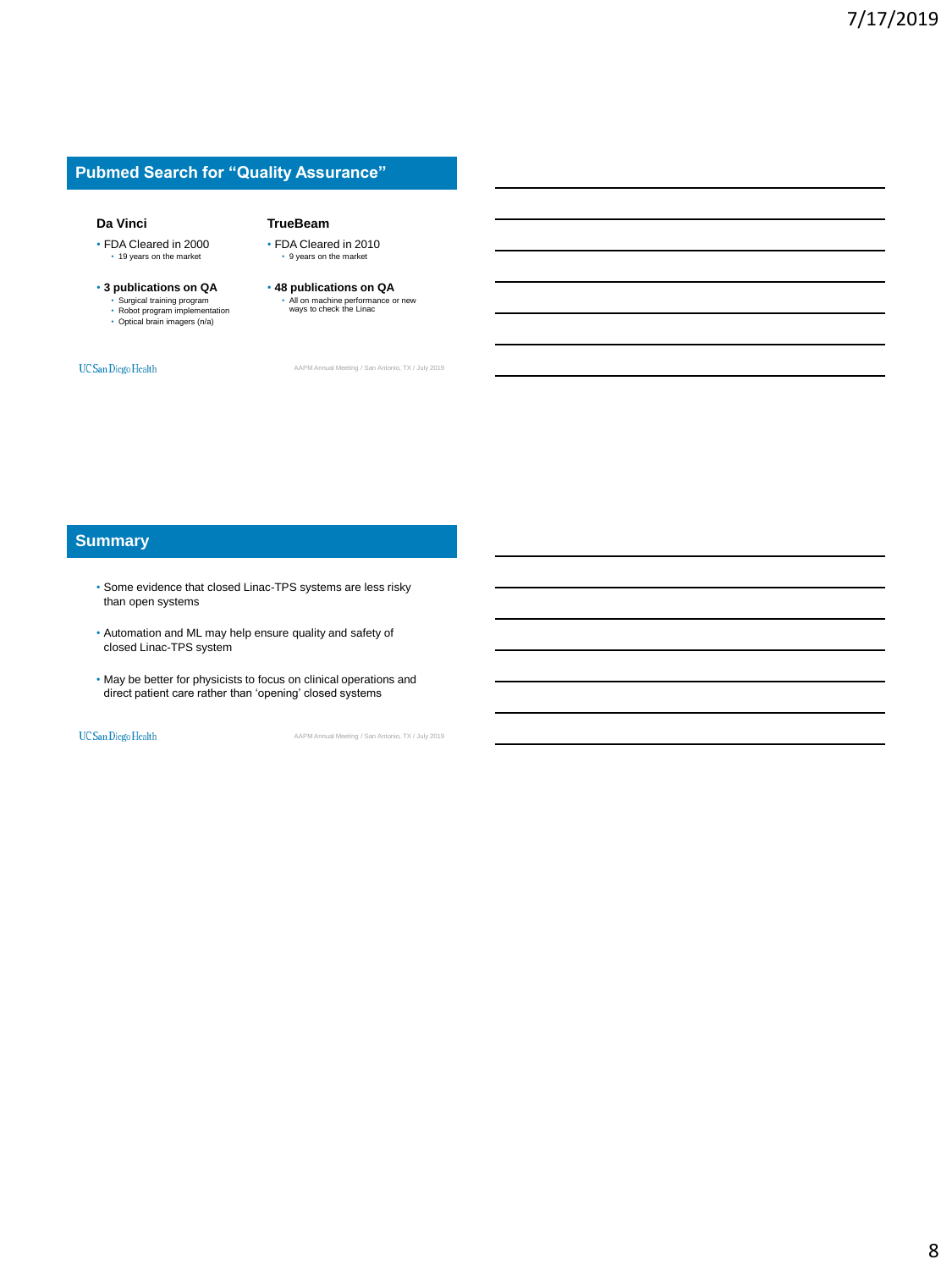## Pubmed Search for “Quality Assurance”

### Da Vinci

- FDA Cleared in 2000
  - 19 years on the market
- **3 publications on QA**
  - Surgical training program
  - Robot program implementation
  - Optical brain imagers (n/a)

### TrueBeam

- FDA Cleared in 2010
  - 9 years on the market
- **48 publications on QA**
  - All on machine performance or new ways to check the Linac

UC San Diego Health

AAPM Annual Meeting / San Antonio, TX / July 2019

## Summary

- Some evidence that closed Linac-TPS systems are less risky than open systems
- Automation and ML may help ensure quality and safety of closed Linac-TPS system
- May be better for physicists to focus on clinical operations and direct patient care rather than ‘opening’ closed systems

UC San Diego Health

AAPM Annual Meeting / San Antonio, TX / July 2019